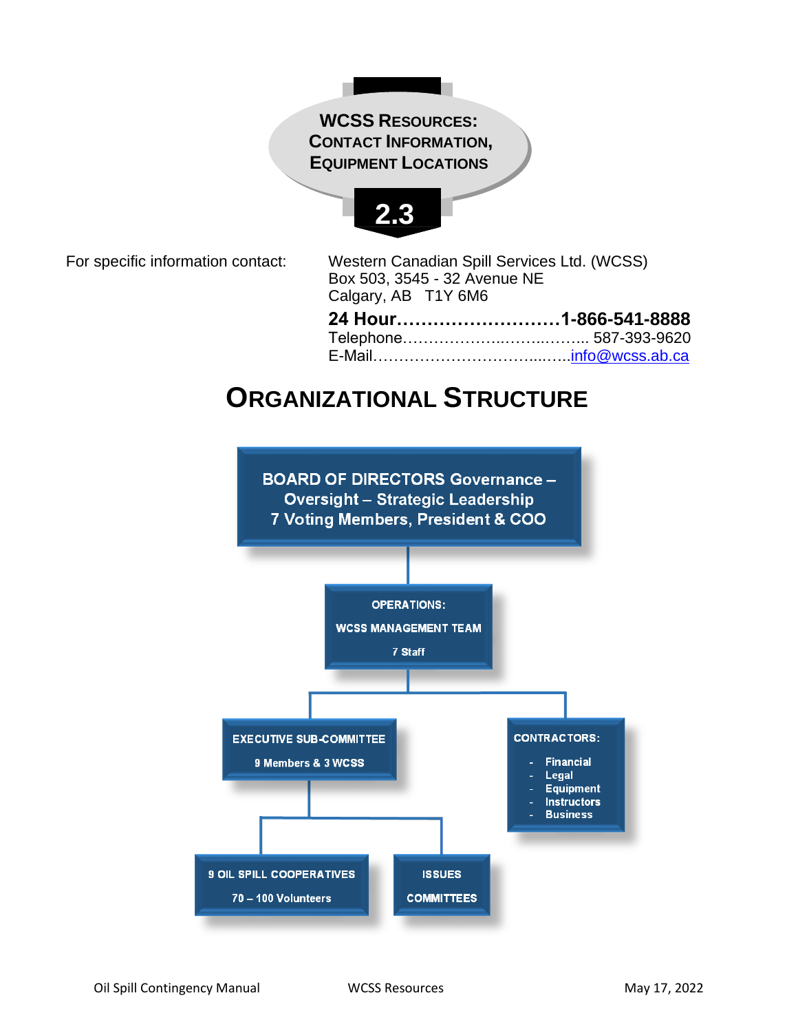# WCSS Resources: Contact Information, Equipment Locations

## 2.3

For specific information contact:

Western Canadian Spill Services Ltd. (WCSS)
Box 503, 3545 - 32 Avenue NE
Calgary, AB T1Y 6M6

**24 Hour……………………….1-866-541-8888**
Telephone…………………..……..…….. 587-393-9620
E-Mail…………………………....…..info@wcss.ab.ca

# Organizational Structure

BOARD OF DIRECTORS Governance – Oversight – Strategic Leadership
7 Voting Members, President & COO

OPERATIONS:
WCSS MANAGEMENT TEAM
7 Staff

EXECUTIVE SUB-COMMITTEE
9 Members & 3 WCSS

CONTRACTORS:
- Financial
- Legal
- Equipment
- Instructors
- Business

9 OIL SPILL COOPERATIVES
70 – 100 Volunteers

ISSUES COMMITTEES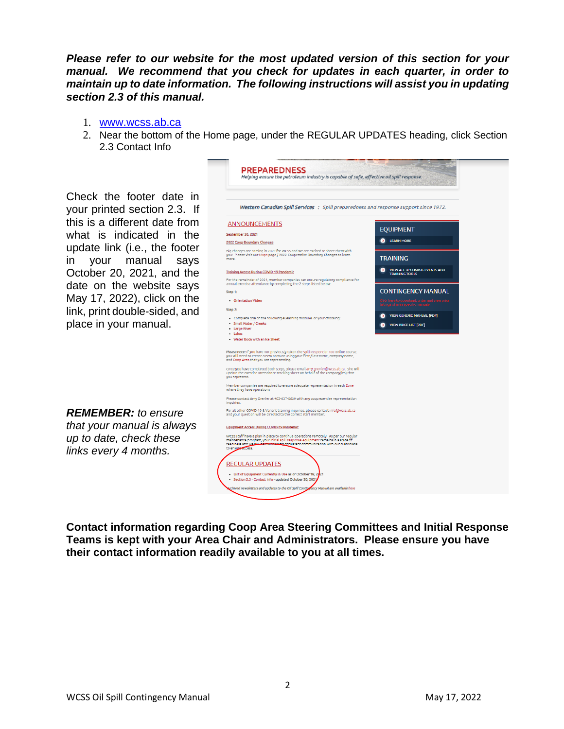***Please refer to our website for the most updated version of this section for your manual. We recommend that you check for updates in each quarter, in order to maintain up to date information. The following instructions will assist you in updating section 2.3 of this manual.***

1. www.wcss.ab.ca
2. Near the bottom of the Home page, under the REGULAR UPDATES heading, click Section 2.3 Contact Info

Check the footer date in your printed section 2.3. If this is a different date from what is indicated in the update link (i.e., the footer in your manual says October 20, 2021, and the date on the website says May 17, 2022), click on the link, print double-sided, and place in your manual.

***REMEMBER:*** *to ensure that your manual is always up to date, check these links every 4 months.*

**Contact information regarding Coop Area Steering Committees and Initial Response Teams is kept with your Area Chair and Administrators. Please ensure you have their contact information readily available to you at all times.**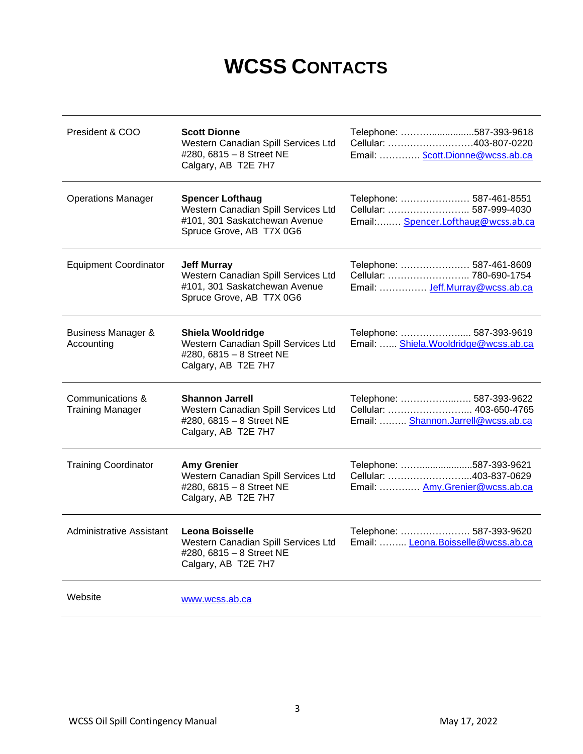# WCSS CONTACTS

| | | |
|---|---|---|
| President & COO | **Scott Dionne**<br>Western Canadian Spill Services Ltd<br>#280, 6815 – 8 Street NE<br>Calgary, AB  T2E 7H7 | Telephone: ……….................587-393-9618<br>Cellular: ……………………….403-807-0220<br>Email: …………. Scott.Dionne@wcss.ab.ca |
| Operations Manager | **Spencer Lofthaug**<br>Western Canadian Spill Services Ltd<br>#101, 301 Saskatchewan Avenue<br>Spruce Grove, AB  T7X 0G6 | Telephone: …………………. 587-461-8551<br>Cellular: …………………….. 587-999-4030<br>Email:….…. Spencer.Lofthaug@wcss.ab.ca |
| Equipment Coordinator | **Jeff Murray**<br>Western Canadian Spill Services Ltd<br>#101, 301 Saskatchewan Avenue<br>Spruce Grove, AB  T7X 0G6 | Telephone: …………………. 587-461-8609<br>Cellular: …………………….. 780-690-1754<br>Email: …………… Jeff.Murray@wcss.ab.ca |
| Business Manager & Accounting | **Shiela Wooldridge**<br>Western Canadian Spill Services Ltd<br>#280, 6815 – 8 Street NE<br>Calgary, AB  T2E 7H7 | Telephone: ………………….. 587-393-9619<br>Email: …... Shiela.Wooldridge@wcss.ab.ca |
| Communications & Training Manager | **Shannon Jarrell**<br>Western Canadian Spill Services Ltd<br>#280, 6815 – 8 Street NE<br>Calgary, AB  T2E 7H7 | Telephone: ……………..…. 587-393-9622<br>Cellular: …………………….. 403-650-4765<br>Email: ……… Shannon.Jarrell@wcss.ab.ca |
| Training Coordinator | **Amy Grenier**<br>Western Canadian Spill Services Ltd<br>#280, 6815 – 8 Street NE<br>Calgary, AB  T2E 7H7 | Telephone: ……..................587-393-9621<br>Cellular: ……………………..403-837-0629<br>Email: …………. Amy.Grenier@wcss.ab.ca |
| Administrative Assistant | **Leona Boisselle**<br>Western Canadian Spill Services Ltd<br>#280, 6815 – 8 Street NE<br>Calgary, AB  T2E 7H7 | Telephone: …………………. 587-393-9620<br>Email: ……... Leona.Boisselle@wcss.ab.ca |
| Website | www.wcss.ab.ca | |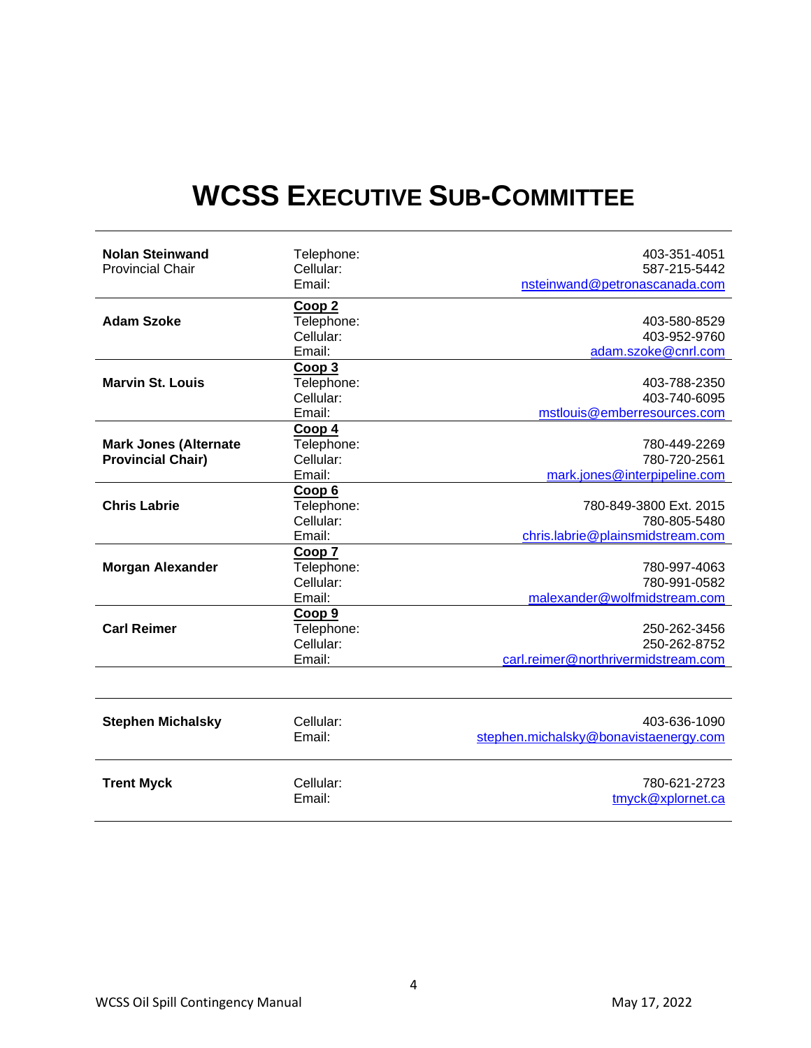# WCSS EXECUTIVE SUB-COMMITTEE

| | | |
|---|---|---|
| **Nolan Steinwand**<br>Provincial Chair | Telephone:<br>Cellular:<br>Email: | 403-351-4051<br>587-215-5442<br>nsteinwand@petronascanada.com |
| **Adam Szoke** | **Coop 2**<br>Telephone:<br>Cellular:<br>Email: | <br>403-580-8529<br>403-952-9760<br>adam.szoke@cnrl.com |
| **Marvin St. Louis** | **Coop 3**<br>Telephone:<br>Cellular:<br>Email: | <br>403-788-2350<br>403-740-6095<br>mstlouis@emberresources.com |
| **Mark Jones (Alternate Provincial Chair)** | **Coop 4**<br>Telephone:<br>Cellular:<br>Email: | <br>780-449-2269<br>780-720-2561<br>mark.jones@interpipeline.com |
| **Chris Labrie** | **Coop 6**<br>Telephone:<br>Cellular:<br>Email: | <br>780-849-3800 Ext. 2015<br>780-805-5480<br>chris.labrie@plainsmidstream.com |
| **Morgan Alexander** | **Coop 7**<br>Telephone:<br>Cellular:<br>Email: | <br>780-997-4063<br>780-991-0582<br>malexander@wolfmidstream.com |
| **Carl Reimer** | **Coop 9**<br>Telephone:<br>Cellular:<br>Email: | <br>250-262-3456<br>250-262-8752<br>carl.reimer@northrivermidstream.com |

| | | |
|---|---|---|
| **Stephen Michalsky** | Cellular:<br>Email: | 403-636-1090<br>stephen.michalsky@bonavistaenergy.com |
| **Trent Myck** | Cellular:<br>Email: | 780-621-2723<br>tmyck@xplornet.ca |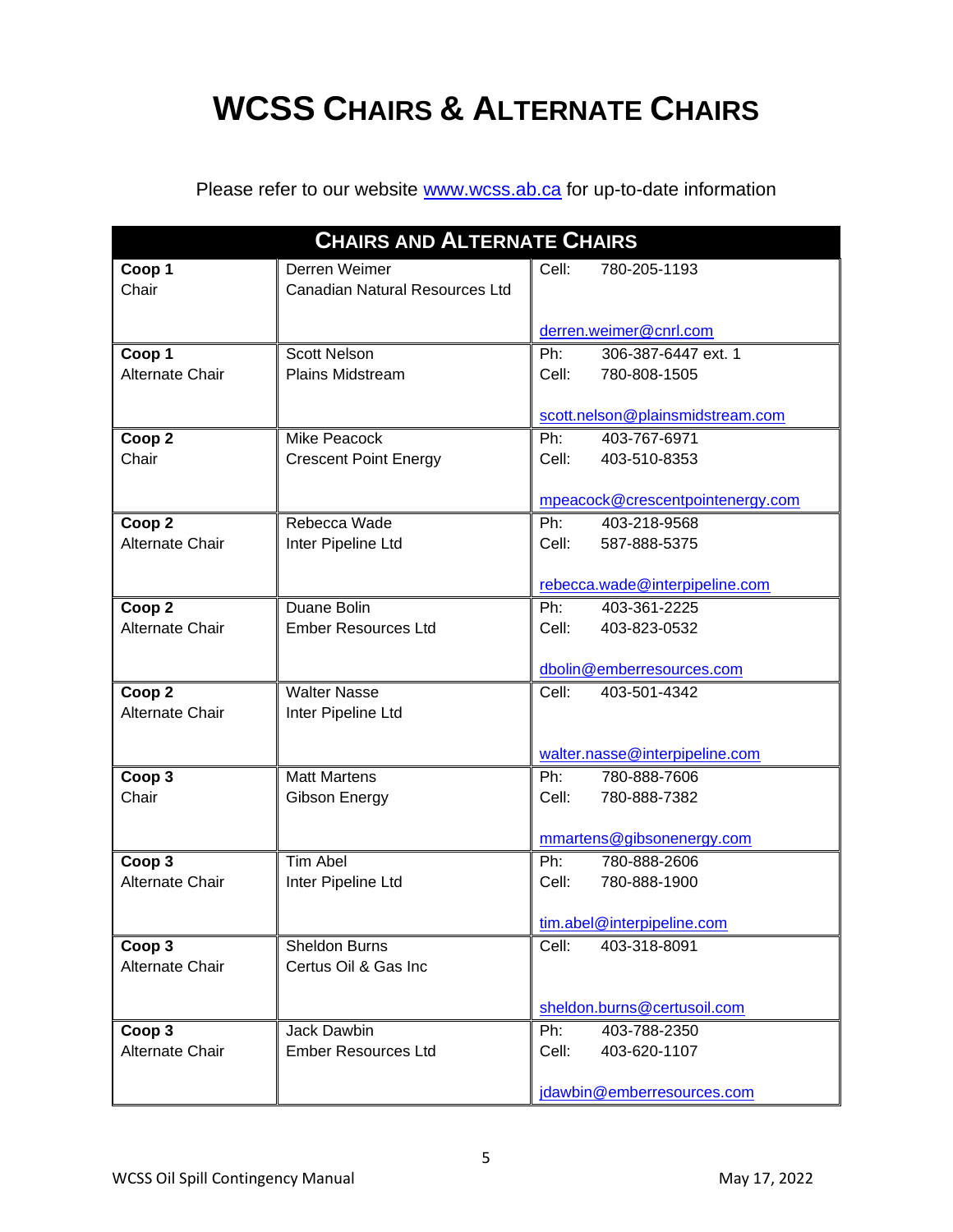# WCSS Chairs & Alternate Chairs

Please refer to our website www.wcss.ab.ca for up-to-date information

| Chairs and Alternate Chairs | | |
|---|---|---|
| **Coop 1**<br>Chair | Derren Weimer<br>Canadian Natural Resources Ltd | Cell: 780-205-1193<br><br>derren.weimer@cnrl.com |
| **Coop 1**<br>Alternate Chair | Scott Nelson<br>Plains Midstream | Ph: 306-387-6447 ext. 1<br>Cell: 780-808-1505<br><br>scott.nelson@plainsmidstream.com |
| **Coop 2**<br>Chair | Mike Peacock<br>Crescent Point Energy | Ph: 403-767-6971<br>Cell: 403-510-8353<br><br>mpeacock@crescentpointenergy.com |
| **Coop 2**<br>Alternate Chair | Rebecca Wade<br>Inter Pipeline Ltd | Ph: 403-218-9568<br>Cell: 587-888-5375<br><br>rebecca.wade@interpipeline.com |
| **Coop 2**<br>Alternate Chair | Duane Bolin<br>Ember Resources Ltd | Ph: 403-361-2225<br>Cell: 403-823-0532<br><br>dbolin@emberresources.com |
| **Coop 2**<br>Alternate Chair | Walter Nasse<br>Inter Pipeline Ltd | Cell: 403-501-4342<br><br>walter.nasse@interpipeline.com |
| **Coop 3**<br>Chair | Matt Martens<br>Gibson Energy | Ph: 780-888-7606<br>Cell: 780-888-7382<br><br>mmartens@gibsonenergy.com |
| **Coop 3**<br>Alternate Chair | Tim Abel<br>Inter Pipeline Ltd | Ph: 780-888-2606<br>Cell: 780-888-1900<br><br>tim.abel@interpipeline.com |
| **Coop 3**<br>Alternate Chair | Sheldon Burns<br>Certus Oil & Gas Inc | Cell: 403-318-8091<br><br>sheldon.burns@certusoil.com |
| **Coop 3**<br>Alternate Chair | Jack Dawbin<br>Ember Resources Ltd | Ph: 403-788-2350<br>Cell: 403-620-1107<br><br>jdawbin@emberresources.com |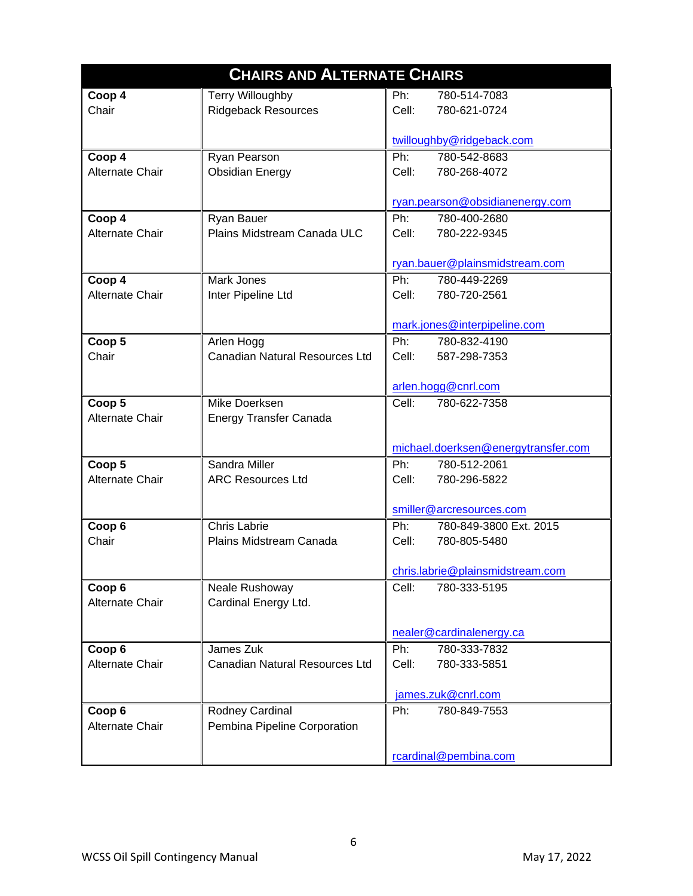| CHAIRS AND ALTERNATE CHAIRS | | |
|---|---|---|
| **Coop 4**<br>Chair | Terry Willoughby<br>Ridgeback Resources | Ph: 780-514-7083<br>Cell: 780-621-0724<br><br>twilloughby@ridgeback.com |
| **Coop 4**<br>Alternate Chair | Ryan Pearson<br>Obsidian Energy | Ph: 780-542-8683<br>Cell: 780-268-4072<br><br>ryan.pearson@obsidianenergy.com |
| **Coop 4**<br>Alternate Chair | Ryan Bauer<br>Plains Midstream Canada ULC | Ph: 780-400-2680<br>Cell: 780-222-9345<br><br>ryan.bauer@plainsmidstream.com |
| **Coop 4**<br>Alternate Chair | Mark Jones<br>Inter Pipeline Ltd | Ph: 780-449-2269<br>Cell: 780-720-2561<br><br>mark.jones@interpipeline.com |
| **Coop 5**<br>Chair | Arlen Hogg<br>Canadian Natural Resources Ltd | Ph: 780-832-4190<br>Cell: 587-298-7353<br><br>arlen.hogg@cnrl.com |
| **Coop 5**<br>Alternate Chair | Mike Doerksen<br>Energy Transfer Canada | Cell: 780-622-7358<br><br>michael.doerksen@energytransfer.com |
| **Coop 5**<br>Alternate Chair | Sandra Miller<br>ARC Resources Ltd | Ph: 780-512-2061<br>Cell: 780-296-5822<br><br>smiller@arcresources.com |
| **Coop 6**<br>Chair | Chris Labrie<br>Plains Midstream Canada | Ph: 780-849-3800 Ext. 2015<br>Cell: 780-805-5480<br><br>chris.labrie@plainsmidstream.com |
| **Coop 6**<br>Alternate Chair | Neale Rushoway<br>Cardinal Energy Ltd. | Cell: 780-333-5195<br><br>nealer@cardinalenergy.ca |
| **Coop 6**<br>Alternate Chair | James Zuk<br>Canadian Natural Resources Ltd | Ph: 780-333-7832<br>Cell: 780-333-5851<br><br>james.zuk@cnrl.com |
| **Coop 6**<br>Alternate Chair | Rodney Cardinal<br>Pembina Pipeline Corporation | Ph: 780-849-7553<br><br>rcardinal@pembina.com |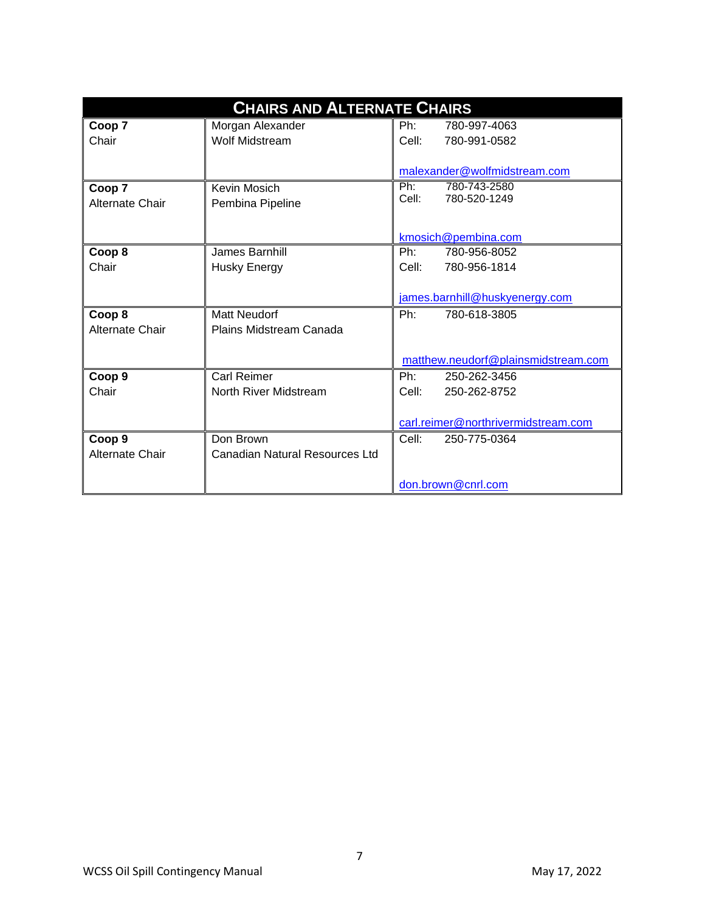| **CHAIRS AND ALTERNATE CHAIRS** | | |
|---|---|---|
| **Coop 7**<br>Chair | Morgan Alexander<br>Wolf Midstream | Ph: 780-997-4063<br>Cell: 780-991-0582<br><br>malexander@wolfmidstream.com |
| **Coop 7**<br>Alternate Chair | Kevin Mosich<br>Pembina Pipeline | Ph: 780-743-2580<br>Cell: 780-520-1249<br><br>kmosich@pembina.com |
| **Coop 8**<br>Chair | James Barnhill<br>Husky Energy | Ph: 780-956-8052<br>Cell: 780-956-1814<br><br>james.barnhill@huskyenergy.com |
| **Coop 8**<br>Alternate Chair | Matt Neudorf<br>Plains Midstream Canada | Ph: 780-618-3805<br><br>matthew.neudorf@plainsmidstream.com |
| **Coop 9**<br>Chair | Carl Reimer<br>North River Midstream | Ph: 250-262-3456<br>Cell: 250-262-8752<br><br>carl.reimer@northrivermidstream.com |
| **Coop 9**<br>Alternate Chair | Don Brown<br>Canadian Natural Resources Ltd | Cell: 250-775-0364<br><br>don.brown@cnrl.com |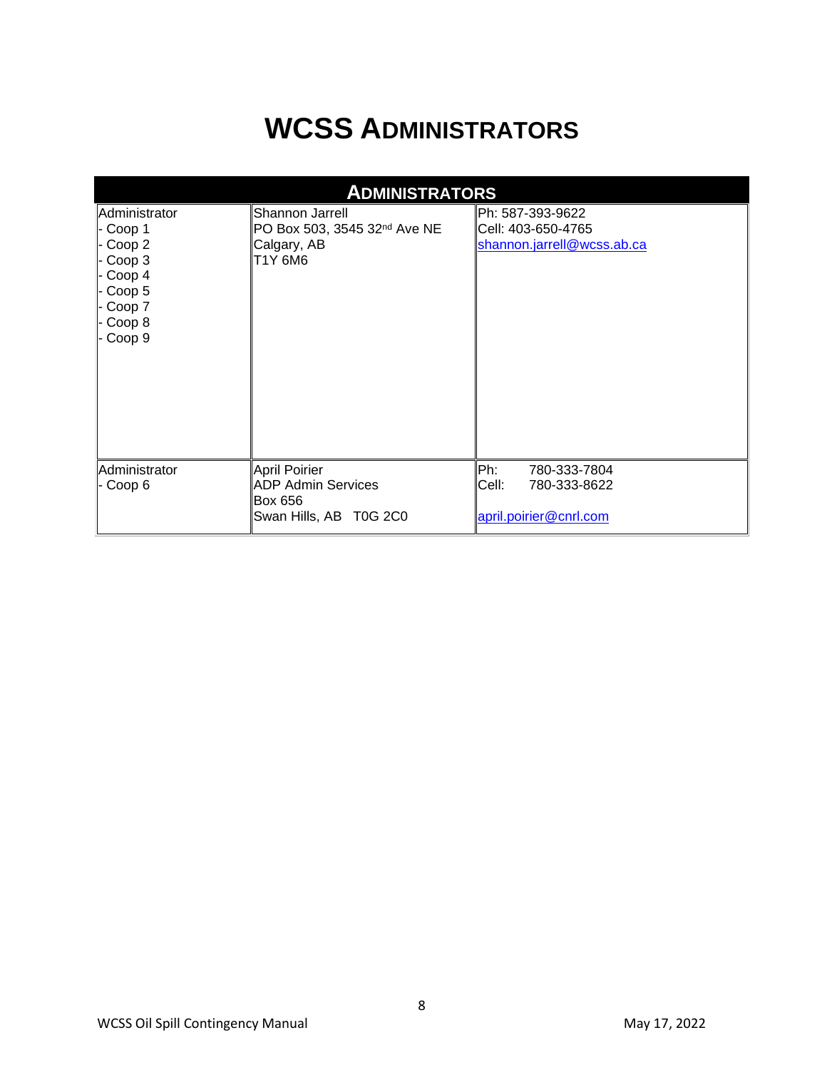# WCSS Administrators

| Administrators | | |
|---|---|---|
| Administrator<br>- Coop 1<br>- Coop 2<br>- Coop 3<br>- Coop 4<br>- Coop 5<br>- Coop 7<br>- Coop 8<br>- Coop 9 | Shannon Jarrell<br>PO Box 503, 3545 32nd Ave NE<br>Calgary, AB<br>T1Y 6M6 | Ph: 587-393-9622<br>Cell: 403-650-4765<br>shannon.jarrell@wcss.ab.ca |
| Administrator<br>- Coop 6 | April Poirier<br>ADP Admin Services<br>Box 656<br>Swan Hills, AB T0G 2C0 | Ph: 780-333-7804<br>Cell: 780-333-8622<br><br>april.poirier@cnrl.com |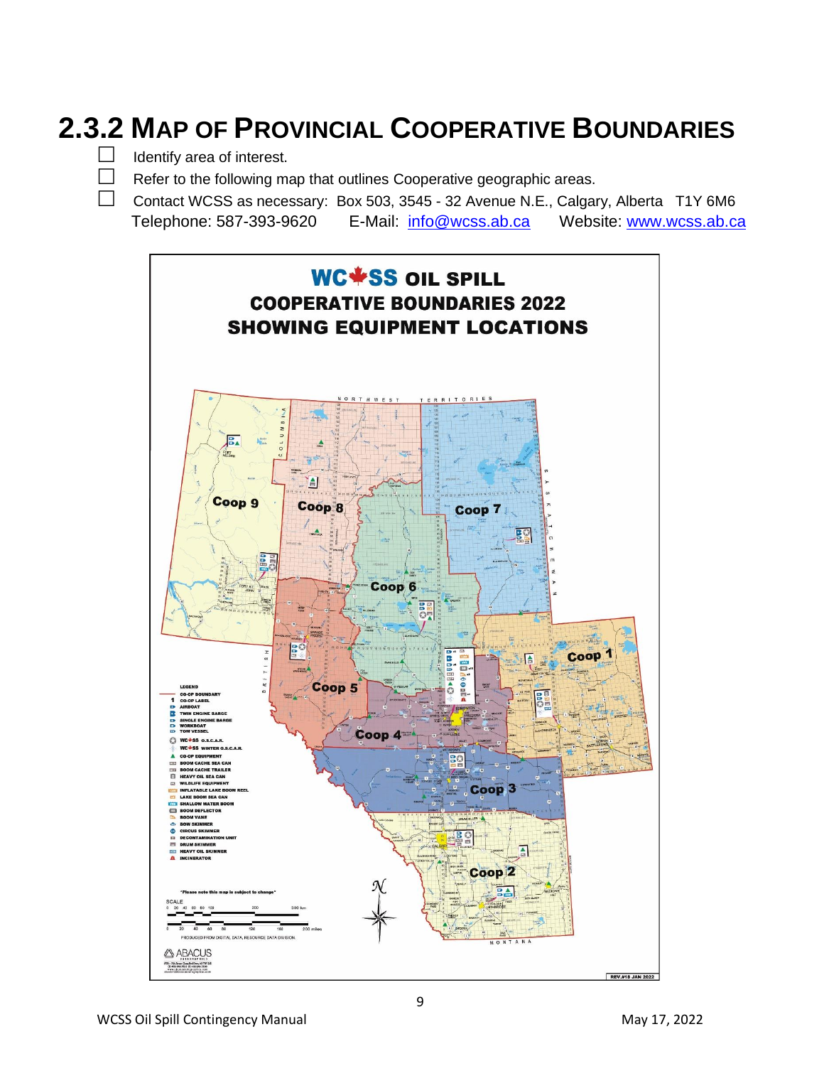## 2.3.2 MAP OF PROVINCIAL COOPERATIVE BOUNDARIES

- ☐ Identify area of interest.
- ☐ Refer to the following map that outlines Cooperative geographic areas.
- ☐ Contact WCSS as necessary: Box 503, 3545 - 32 Avenue N.E., Calgary, Alberta T1Y 6M6
  Telephone: 587-393-9620 E-Mail: [info@wcss.ab.ca](mailto:info@wcss.ab.ca) Website: [www.wcss.ab.ca](http://www.wcss.ab.ca)

WCSS OIL SPILL
COOPERATIVE BOUNDARIES 2022
SHOWING EQUIPMENT LOCATIONS

Coop 9
Coop 8
Coop 7
Coop 6
Coop 5
Coop 4
Coop 1
Coop 3
Coop 2

NORTHWEST TERRITORIES
SASKATCHEWAN
BRITISH COLUMBIA
MONTANA

LEGEND
CO-OP BOUNDARY
CO-OP LABEL
AIRBOAT
TWIN ENGINE BARGE
SINGLE ENGINE BARGE
WORKBOAT
TOW VESSEL
WCSS O.S.C.A.R.
WCSS WINTER O.S.C.A.R.
CO-OP EQUIPMENT
BOOM CACHE SEA CAN
BOOM CACHE TRAILER
HEAVY OIL SEA CAN
WILDLIFE EQUIPMENT
INFLATABLE LAKE BOOM REEL
LAKE BOOM SEA CAN
SHALLOW WATER BOOM
BOOM DEFLECTOR
BOOM VANE
BOW SKIMMER
CIRCUS SKIMMER
DECONTAMINATION UNIT
DRUM SKIMMER
HEAVY OIL SKIMMER
INCINERATOR

*Please note this map is subject to change*

SCALE
0 20 40 60 80 100 200 300 km
0 20 40 60 80 120 160 200 miles

PRODUCED FROM DIGITAL DATA, RESOURCE DATA DIVISION.

ABACUS

REV.#18 JAN 2022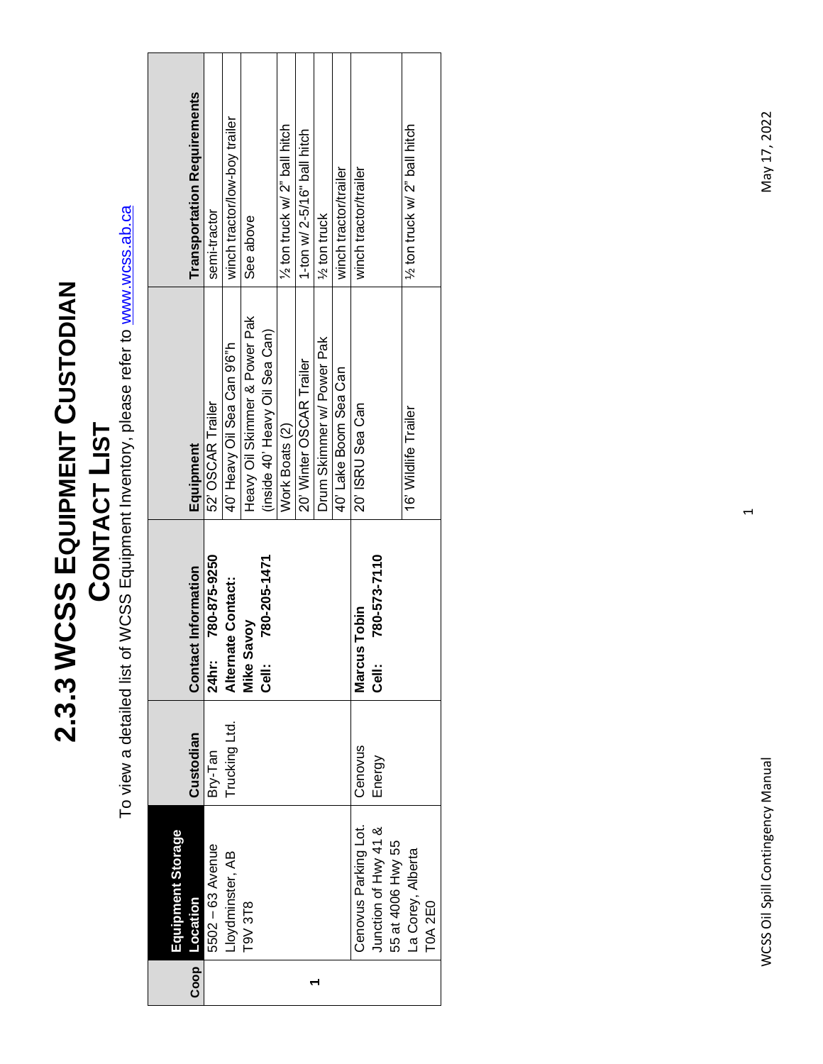# 2.3.3 WCSS Equipment Custodian Contact List

To view a detailed list of WCSS Equipment Inventory, please refer to www.wcss.ab.ca

| Coop | Equipment Storage Location | Custodian | Contact Information | Equipment | Transportation Requirements |
|---|---|---|---|---|---|
| 1 | 5502 – 63 Avenue<br>Lloydminster, AB<br>T9V 3T8 | Bry-Tan Trucking Ltd. | **24hr: 780-875-9250**<br>**Alternate Contact:**<br>**Mike Savoy**<br>**Cell: 780-205-1471** | 52' OSCAR Trailer | semi-tractor |
| | | | | 40' Heavy Oil Sea Can 9'6"h | winch tractor/low-boy trailer |
| | | | | Heavy Oil Skimmer & Power Pak (inside 40' Heavy Oil Sea Can) | See above |
| | | | | Work Boats (2) | ½ ton truck w/ 2" ball hitch |
| | | | | 20' Winter OSCAR Trailer | 1-ton w/ 2-5/16" ball hitch |
| | | | | Drum Skimmer w/ Power Pak | ½ ton truck |
| | | | | 40' Lake Boom Sea Can | winch tractor/trailer |
| | Cenovus Parking Lot. Junction of Hwy 41 & 55 at 4006 Hwy 55<br>La Corey, Alberta<br>T0A 2E0 | Cenovus Energy | **Marcus Tobin**<br>**Cell: 780-573-7110** | 20' ISRU Sea Can | winch tractor/trailer |
| | | | | 16' Wildlife Trailer | ½ ton truck w/ 2" ball hitch |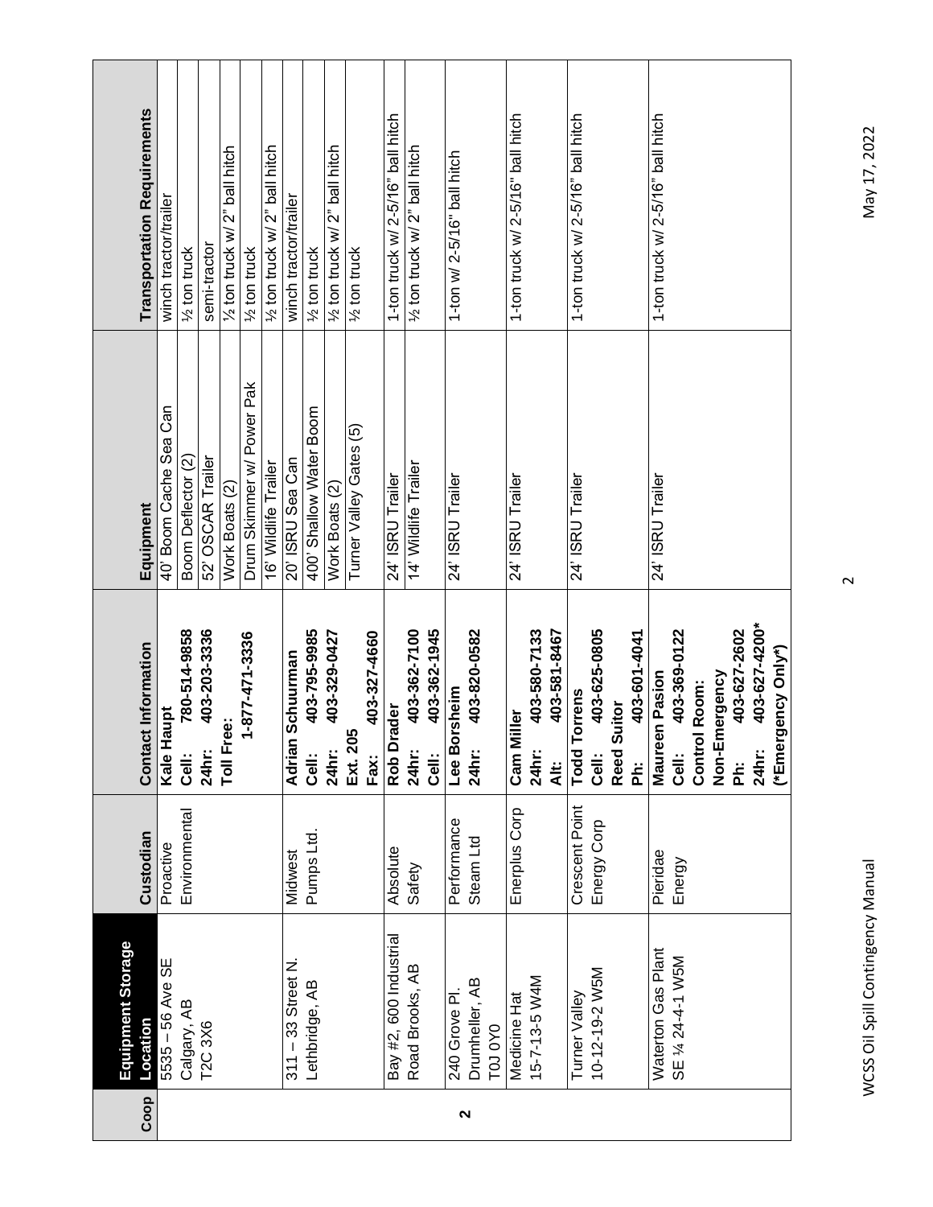| Coop | Equipment Storage Location | Custodian | Contact Information | Equipment | Transportation Requirements |
|---|---|---|---|---|---|
| 2 | 5535 – 56 Ave SE Calgary, AB T2C 3X6 | Proactive Environmental | **Kale Haupt** **Cell: 780-514-9858** **24hr: 403-203-3336** **Toll Free: 1-877-471-3336** | 40' Boom Cache Sea Can | winch tractor/trailer |
| | | | | Boom Deflector (2) | ½ ton truck |
| | | | | 52' OSCAR Trailer | semi-tractor |
| | | | | Work Boats (2) | ½ ton truck w/ 2" ball hitch |
| | | | | Drum Skimmer w/ Power Pak | ½ ton truck |
| | | | | 16' Wildlife Trailer | ½ ton truck w/ 2" ball hitch |
| | 311 – 33 Street N. Lethbridge, AB | Midwest Pumps Ltd. | **Adrian Schuurman** **Cell: 403-795-9985** **24hr: 403-329-0427** **Ext. 205** **Fax: 403-327-4660** | 20' ISRU Sea Can | winch tractor/trailer |
| | | | | 400' Shallow Water Boom | ½ ton truck |
| | | | | Work Boats (2) | ½ ton truck w/ 2" ball hitch |
| | | | | Turner Valley Gates (5) | ½ ton truck |
| | Bay #2, 600 Industrial Road Brooks, AB | Absolute Safety | **Rob Drader** **24hr: 403-362-7100** **Cell: 403-362-1945** | 24' ISRU Trailer | 1-ton truck w/ 2-5/16" ball hitch |
| | | | | 14' Wildlife Trailer | ½ ton truck w/ 2" ball hitch |
| | 240 Grove Pl. Drumheller, AB T0J 0Y0 | Performance Steam Ltd | **Lee Borsheim** **24hr: 403-820-0582** | 24' ISRU Trailer | 1-ton w/ 2-5/16" ball hitch |
| | Medicine Hat 15-7-13-5 W4M | Enerplus Corp | **Cam Miller** **24hr: 403-580-7133** **Alt: 403-581-8467** | 24' ISRU Trailer | 1-ton truck w/ 2-5/16" ball hitch |
| | Turner Valley 10-12-19-2 W5M | Crescent Point Energy Corp | **Todd Torrens** **Cell: 403-625-0805** **Reed Suitor** **Ph: 403-601-4041** | 24' ISRU Trailer | 1-ton truck w/ 2-5/16" ball hitch |
| | Waterton Gas Plant SE ¼ 24-4-1 W5M | Pieridae Energy | **Maureen Pasion** **Cell: 403-369-0122** **Control Room:** **Non-Emergency** **Ph: 403-627-2602** **24hr: 403-627-4200*** **(*Emergency Only*)** | 24' ISRU Trailer | 1-ton truck w/ 2-5/16" ball hitch |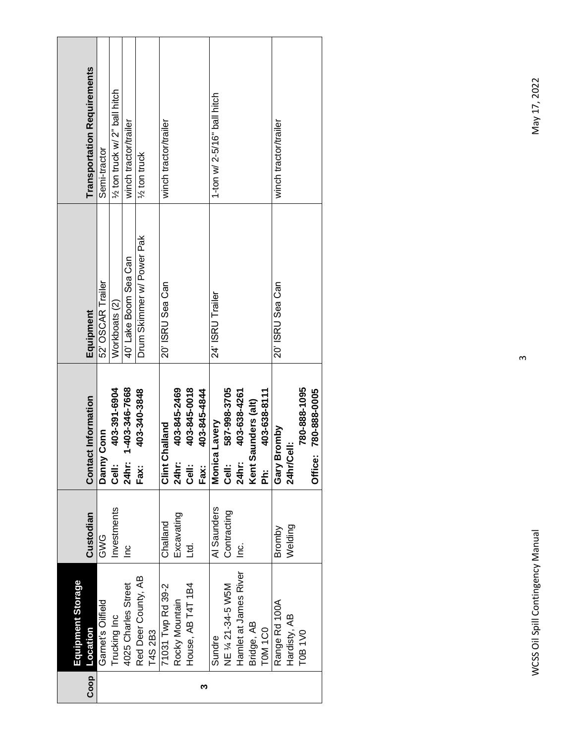| Coop | Equipment Storage Location | Custodian | Contact Information | Equipment | Transportation Requirements |
|---|---|---|---|---|---|
| 3 | Garnet's Oilfield Trucking Inc 4025 Charles Street Red Deer County, AB T4S 2B3 | GWG Investments Inc | **Danny Conn** **Cell: 403-391-6904** **24hr: 1-403-346-7668** **Fax: 403-340-3848** | 52' OSCAR Trailer | Semi-tractor |
| | | | | Workboats (2) | ½ ton truck w/ 2" ball hitch |
| | | | | 40' Lake Boom Sea Can | winch tractor/trailer |
| | | | | Drum Skimmer w/ Power Pak | ½ ton truck |
| | 71031 Twp Rd 39-2 Rocky Mountain House, AB T4T 1B4 | Challand Excavating Ltd. | **Clint Challand** **24hr: 403-845-2469** **Cell: 403-845-0018** **Fax: 403-845-4844** | 20' ISRU Sea Can | winch tractor/trailer |
| | Sundre NE ¼ 21-34-5 W5M Hamlet at James River Bridge, AB T0M 1C0 | Al Saunders Contracting Inc. | **Monica Lavery** **Cell: 587-998-3705** **24hr: 403-638-4261** **Kent Saunders (alt)** **Ph: 403-638-8111** | 24' ISRU Trailer | 1-ton w/ 2-5/16" ball hitch |
| | Range Rd 100A Hardisty, AB T0B 1V0 | Bromby Welding | **Gary Bromby** **24hr/Cell: 780-888-1095** **Office: 780-888-0005** | 20' ISRU Sea Can | winch tractor/trailer |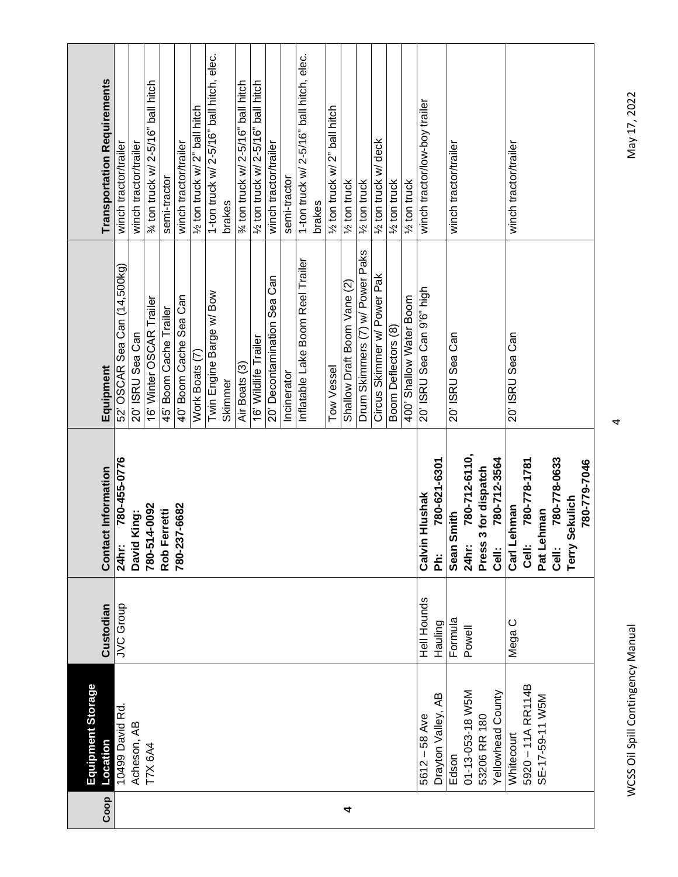| Coop | Equipment Storage Location | Custodian | Contact Information | Equipment | Transportation Requirements |
|---|---|---|---|---|---|
| 4 | 10499 David Rd. Acheson, AB T7X 6A4 | JVC Group | **24hr: 780-455-0776** **David King: 780-514-0092** **Rob Ferretti 780-237-6682** | 52' OSCAR Sea Can (14,500kg) | winch tractor/trailer |
| | | | | 20' ISRU Sea Can | winch tractor/trailer |
| | | | | 16' Winter OSCAR Trailer | ¾ ton truck w/ 2-5/16" ball hitch |
| | | | | 45' Boom Cache Trailer | semi-tractor |
| | | | | 40' Boom Cache Sea Can | winch tractor/trailer |
| | | | | Work Boats (7) | ½ ton truck w/ 2" ball hitch |
| | | | | Twin Engine Barge w/ Bow Skimmer | 1-ton truck w/ 2-5/16" ball hitch, elec. brakes |
| | | | | Air Boats (3) | ¾ ton truck w/ 2-5/16" ball hitch |
| | | | | 16' Wildlife Trailer | ½ ton truck w/ 2-5/16" ball hitch |
| | | | | 20' Decontamination Sea Can | winch tractor/trailer |
| | | | | Incinerator | semi-tractor |
| | | | | Inflatable Lake Boom Reel Trailer | 1-ton truck w/ 2-5/16" ball hitch, elec. brakes |
| | | | | Tow Vessel | ½ ton truck w/ 2" ball hitch |
| | | | | Shallow Draft Boom Vane (2) | ½ ton truck |
| | | | | Drum Skimmers (7) w/ Power Paks | ½ ton truck |
| | | | | Circus Skimmer w/ Power Pak | ½ ton truck w/ deck |
| | | | | Boom Deflectors (8) | ½ ton truck |
| | | | | 400' Shallow Water Boom | ½ ton truck |
| | 5612 – 58 Ave Drayton Valley, AB | Hell Hounds Hauling | **Calvin Hlushak Ph: 780-621-6301** | 20' ISRU Sea Can 9'6" high | winch tractor/low-boy trailer |
| | Edson 01-13-053-18 W5M 53206 RR 180 Yellowhead County | Formula Powell | **Sean Smith 24hr: 780-712-6110, Press 3 for dispatch Cell: 780-712-3564** | 20' ISRU Sea Can | winch tractor/trailer |
| | Whitecourt 5920 – 11A RR114B SE-17-59-11 W5M | Mega C | **Carl Lehman Cell: 780-778-1781 Pat Lehman Cell: 780-778-0633 Terry Sekulich 780-779-7046** | 20' ISRU Sea Can | winch tractor/trailer |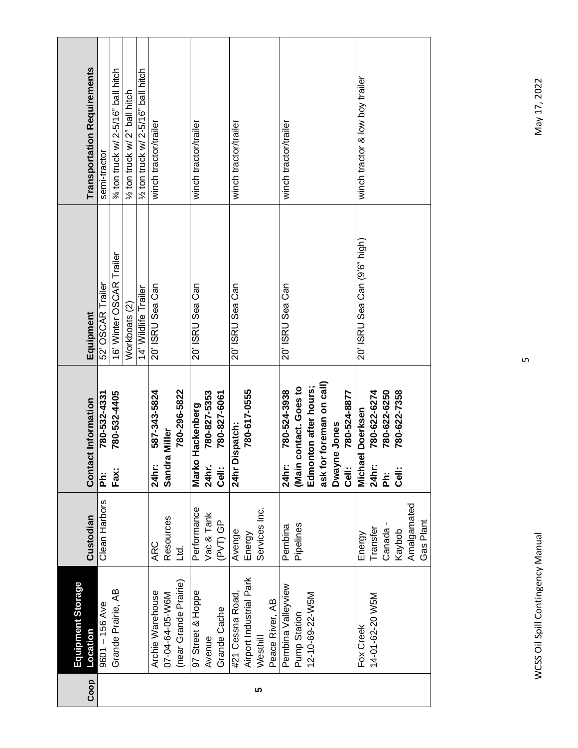| Coop | Equipment Storage Location | Custodian | Contact Information | Equipment | Transportation Requirements |
|---|---|---|---|---|---|
| 5 | 9601 – 156 Ave Grande Prairie, AB | Clean Harbors | **Ph: 780-532-4331** **Fax: 780-532-4405** | 52' OSCAR Trailer | semi-tractor |
| | | | | 16' Winter OSCAR Trailer | ¾ ton truck w/ 2-5/16" ball hitch |
| | | | | Workboats (2) | ½ ton truck w/ 2" ball hitch |
| | | | | 14' Wildlife Trailer | ½ ton truck w/ 2-5/16" ball hitch |
| | Archie Warehouse 07-04-64-05-W6M (near Grande Prairie) | ARC Resources Ltd. | **24hr: 587-343-5824** **Sandra Miller** **780-296-5822** | 20' ISRU Sea Can | winch tractor/trailer |
| | 97 Street & Hoppe Avenue Grande Cache | Performance Vac & Tank (PVT) GP | **Marko Hackenberg** **24hr. 780-827-5353** **Cell: 780-827-6061** | 20' ISRU Sea Can | winch tractor/trailer |
| | #21 Cessna Road, Airport Industrial Park Westhill Peace River, AB | Avenge Energy Services Inc. | **24hr Dispatch: 780-617-0555** | 20' ISRU Sea Can | winch tractor/trailer |
| | Pembina Valleyview Pump Station 12-10-69-22-W5M | Pembina Pipelines | **24hr: 780-524-3938** **(Main contact. Goes to Edmonton after hours; ask for foreman on call)** **Dwayne Jones** **Cell: 780-524-8877** | 20' ISRU Sea Can | winch tractor/trailer |
| | Fox Creek 14-01-62-20 W5M | Energy Transfer Canada - Kaybob Amalgamated Gas Plant | **Michael Doerksen** **24hr: 780-622-6274** **Ph: 780-622-6250** **Cell: 780-622-7358** | 20' ISRU Sea Can (9'6" high) | winch tractor & low boy trailer |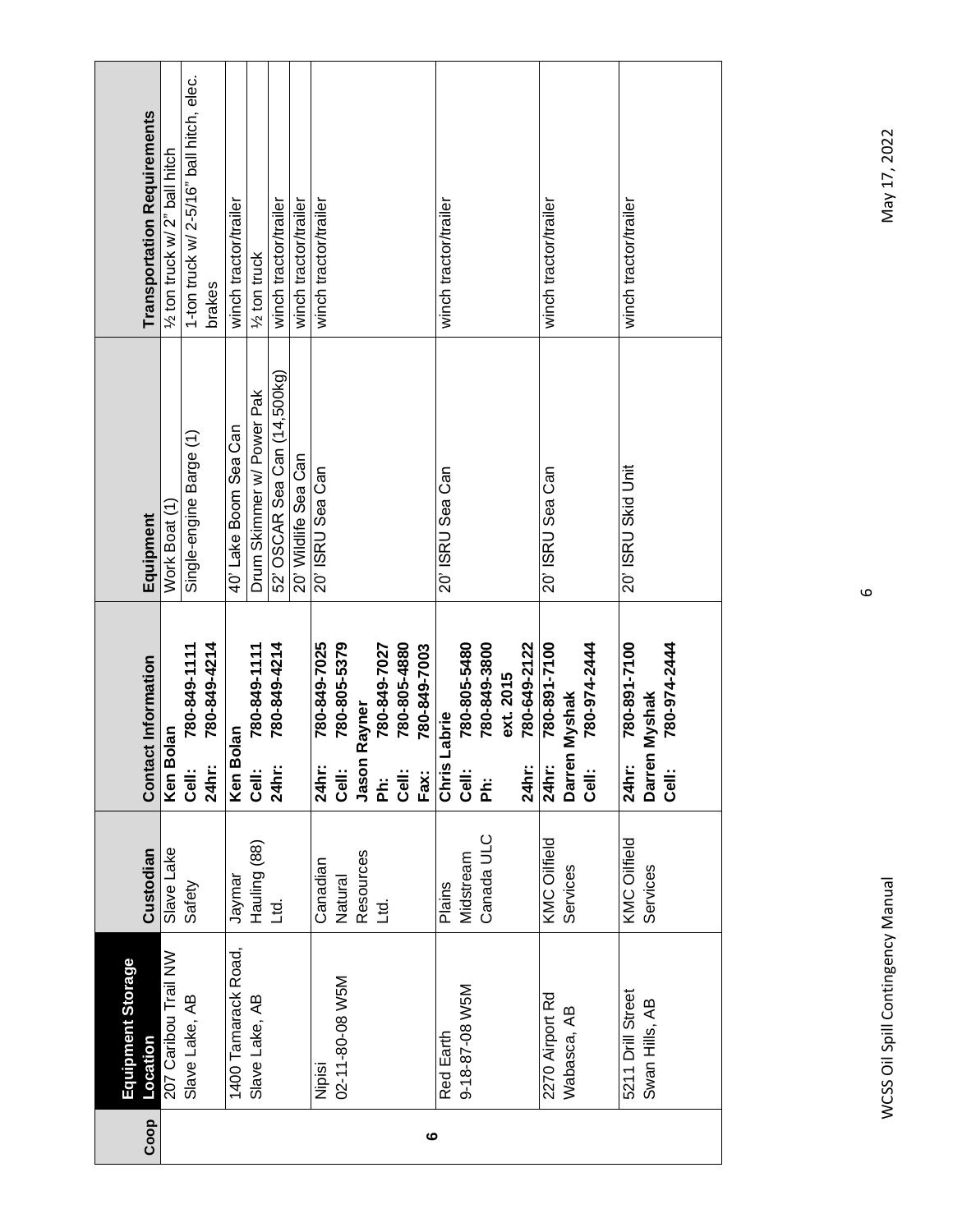| Coop | Equipment Storage Location | Custodian | Contact Information | Equipment | Transportation Requirements |
|---|---|---|---|---|---|
| 6 | 207 Caribou Trail NW Slave Lake, AB | Slave Lake Safety | **Ken Bolan** **Cell: 780-849-1111** **24hr: 780-849-4214** | Work Boat (1) | ½ ton truck w/ 2" ball hitch |
| | | | | Single-engine Barge (1) | 1-ton truck w/ 2-5/16" ball hitch, elec. brakes |
| | 1400 Tamarack Road, Slave Lake, AB | Jaymar Hauling (88) Ltd. | **Ken Bolan** **Cell: 780-849-1111** **24hr: 780-849-4214** | 40' Lake Boom Sea Can | winch tractor/trailer |
| | | | | Drum Skimmer w/ Power Pak | ½ ton truck |
| | | | | 52' OSCAR Sea Can (14,500kg) | winch tractor/trailer |
| | | | | 20' Wildlife Sea Can | winch tractor/trailer |
| | Nipisi 02-11-80-08 W5M | Canadian Natural Resources Ltd. | **24hr: 780-849-7025** **Cell: 780-805-5379** **Jason Rayner** **Ph: 780-849-7027** **Cell: 780-805-4880** **Fax: 780-849-7003** | 20' ISRU Sea Can | winch tractor/trailer |
| | Red Earth 9-18-87-08 W5M | Plains Midstream Canada ULC | **Chris Labrie** **Cell: 780-805-5480** **Ph: 780-849-3800 ext. 2015** **24hr: 780-649-2122** | 20' ISRU Sea Can | winch tractor/trailer |
| | 2270 Airport Rd Wabasca, AB | KMC Oilfield Services | **24hr: 780-891-7100** **Darren Myshak** **Cell: 780-974-2444** | 20' ISRU Sea Can | winch tractor/trailer |
| | 5211 Drill Street Swan Hills, AB | KMC Oilfield Services | **24hr: 780-891-7100** **Darren Myshak** **Cell: 780-974-2444** | 20' ISRU Skid Unit | winch tractor/trailer |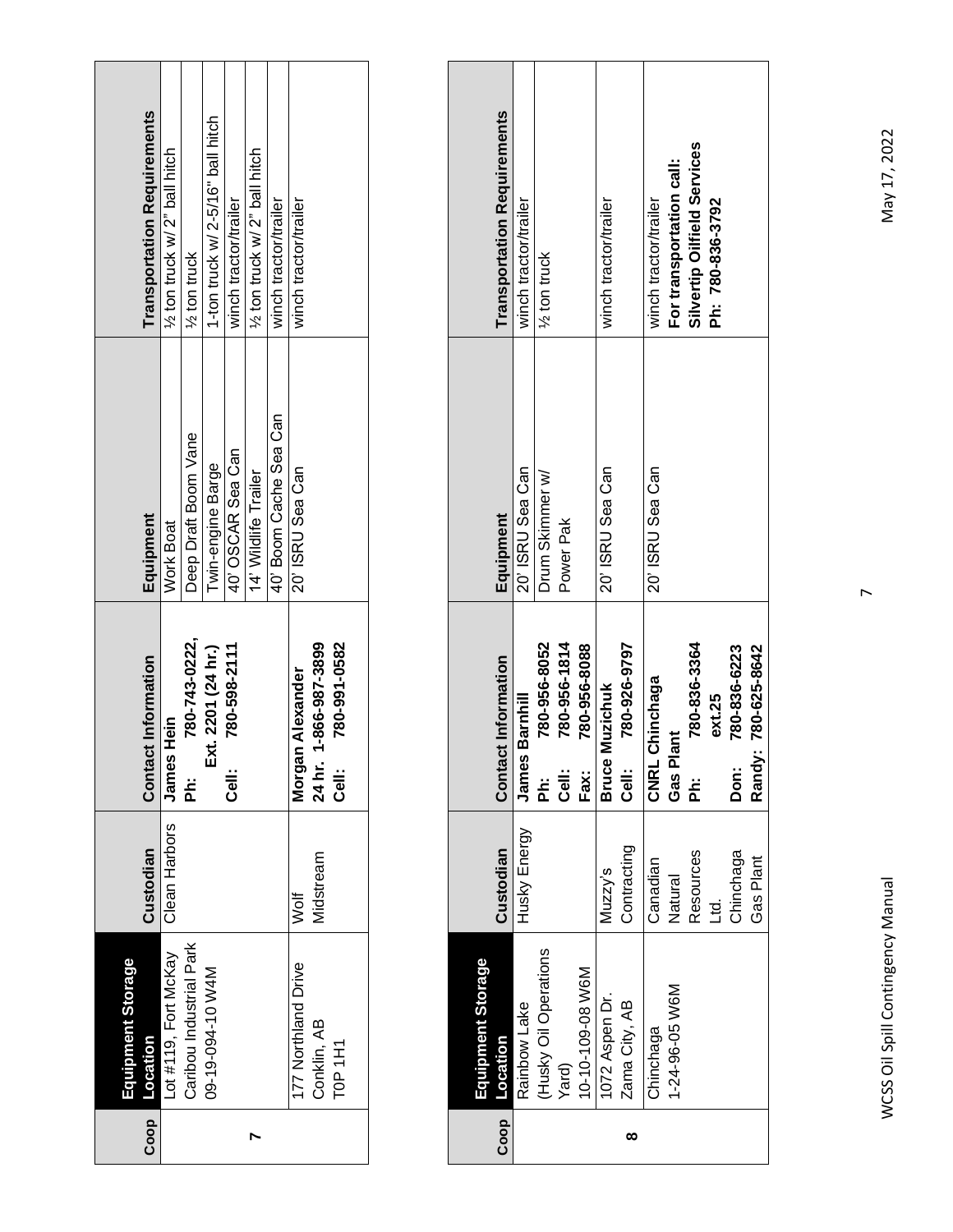| Coop | Equipment Storage Location | Custodian | Contact Information | Equipment | Transportation Requirements |
|---|---|---|---|---|---|
| 7 | Lot #119, Fort McKay Caribou Industrial Park 09-19-094-10 W4M | Clean Harbors | **James Hein** **Ph: 780-743-0222, Ext. 2201 (24 hr.)** **Cell: 780-598-2111** | Work Boat | ½ ton truck w/ 2" ball hitch |
| | | | | Deep Draft Boom Vane | ½ ton truck |
| | | | | Twin-engine Barge | 1-ton truck w/ 2-5/16" ball hitch |
| | | | | 40' OSCAR Sea Can | winch tractor/trailer |
| | | | | 14' Wildlife Trailer | ½ ton truck w/ 2" ball hitch |
| | | | | 40' Boom Cache Sea Can | winch tractor/trailer |
| | 177 Northland Drive Conklin, AB T0P 1H1 | Wolf Midstream | **Morgan Alexander** **24 hr. 1-866-987-3899** **Cell: 780-991-0582** | 20' ISRU Sea Can | winch tractor/trailer |
| 8 | Rainbow Lake (Husky Oil Operations Yard) 10-10-109-08 W6M | Husky Energy | **James Barnhill** **Ph: 780-956-8052** **Cell: 780-956-1814** **Fax: 780-956-8088** | 20' ISRU Sea Can | winch tractor/trailer |
| | | | | Drum Skimmer w/ Power Pak | ½ ton truck |
| | 1072 Aspen Dr. Zama City, AB | Muzzy's Contracting | **Bruce Muzichuk** **Cell: 780-926-9797** | 20' ISRU Sea Can | winch tractor/trailer |
| | Chinchaga 1-24-96-05 W6M | Canadian Natural Resources Ltd. Chinchaga Gas Plant | **CNRL Chinchaga Gas Plant** **Ph: 780-836-3364 ext.25** **Don: 780-836-6223** **Randy: 780-625-8642** | 20' ISRU Sea Can | winch tractor/trailer **For transportation call: Silvertip Oilfield Services Ph: 780-836-3792** |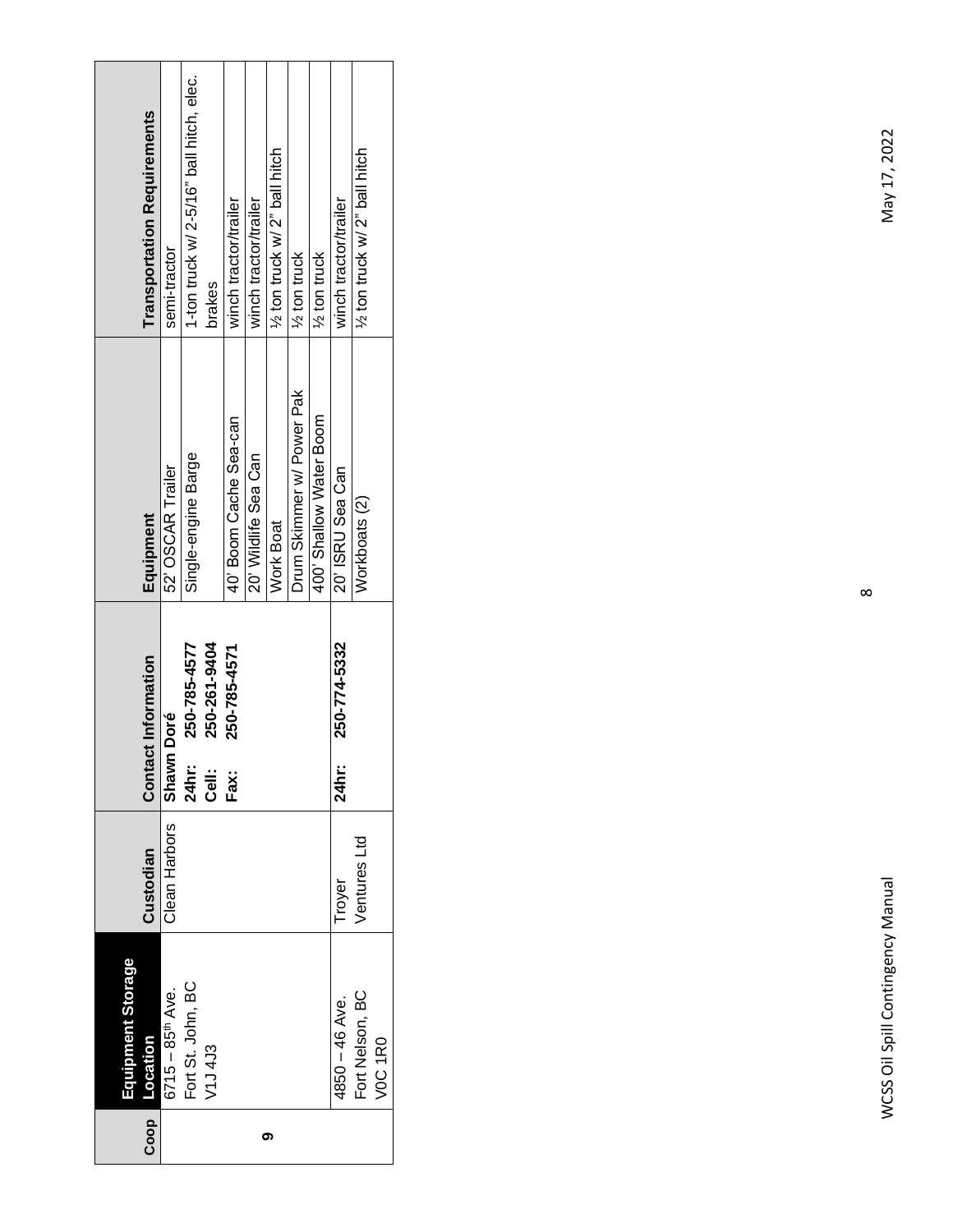| Coop | Equipment Storage Location | Custodian | Contact Information | Equipment | Transportation Requirements |
|---|---|---|---|---|---|
| 9 | 6715 – 85th Ave. Fort St. John, BC V1J 4J3 | Clean Harbors | **Shawn Doré** **24hr: 250-785-4577** **Cell: 250-261-9404** **Fax: 250-785-4571** | 52' OSCAR Trailer | semi-tractor |
| | | | | Single-engine Barge | 1-ton truck w/ 2-5/16" ball hitch, elec. brakes |
| | | | | 40' Boom Cache Sea-can | winch tractor/trailer |
| | | | | 20' Wildlife Sea Can | winch tractor/trailer |
| | | | | Work Boat | ½ ton truck w/ 2" ball hitch |
| | | | | Drum Skimmer w/ Power Pak | ½ ton truck |
| | | | | 400' Shallow Water Boom | ½ ton truck |
| | 4850 – 46 Ave. Fort Nelson, BC V0C 1R0 | Troyer Ventures Ltd | **24hr: 250-774-5332** | 20' ISRU Sea Can | winch tractor/trailer |
| | | | | Workboats (2) | ½ ton truck w/ 2" ball hitch |